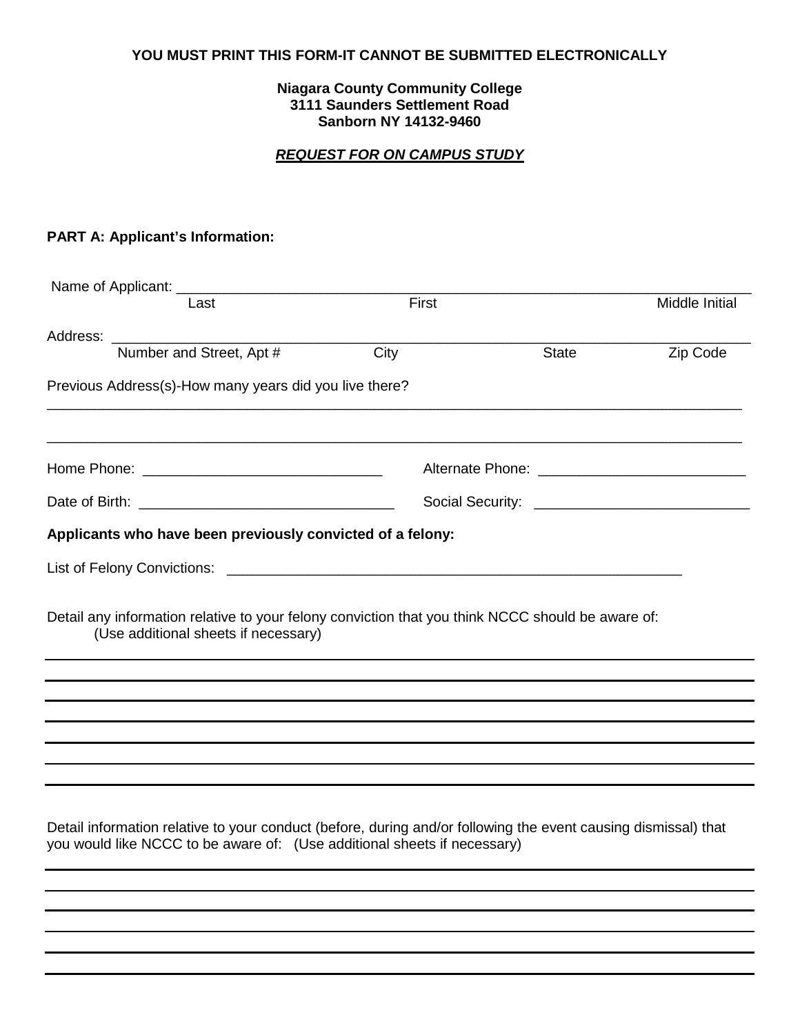**YOU MUST PRINT THIS FORM-IT CANNOT BE SUBMITTED ELECTRONICALLY**

**Niagara County Community College**
**3111 Saunders Settlement Road**
**Sanborn NY 14132-9460**

***REQUEST FOR ON CAMPUS STUDY***

**PART A: Applicant's Information:**

Name of Applicant: ___________________________________________________________________
Last First Middle Initial

Address: ____________________________________________________________________________
Number and Street, Apt # City State Zip Code

Previous Address(s)-How many years did you live there?
_____________________________________________________________________________________

_____________________________________________________________________________________

Home Phone: ______________________________ Alternate Phone: _________________________

Date of Birth: ________________________________ Social Security: ___________________________

**Applicants who have been previously convicted of a felony:**

List of Felony Convictions: ___________________________________________________________

Detail any information relative to your felony conviction that you think NCCC should be aware of:
(Use additional sheets if necessary)

_____________________________________________________________________________________
_____________________________________________________________________________________
_____________________________________________________________________________________
_____________________________________________________________________________________
_____________________________________________________________________________________
_____________________________________________________________________________________
_____________________________________________________________________________________

Detail information relative to your conduct (before, during and/or following the event causing dismissal) that you would like NCCC to be aware of: (Use additional sheets if necessary)

_____________________________________________________________________________________
_____________________________________________________________________________________
_____________________________________________________________________________________
_____________________________________________________________________________________
_____________________________________________________________________________________
_____________________________________________________________________________________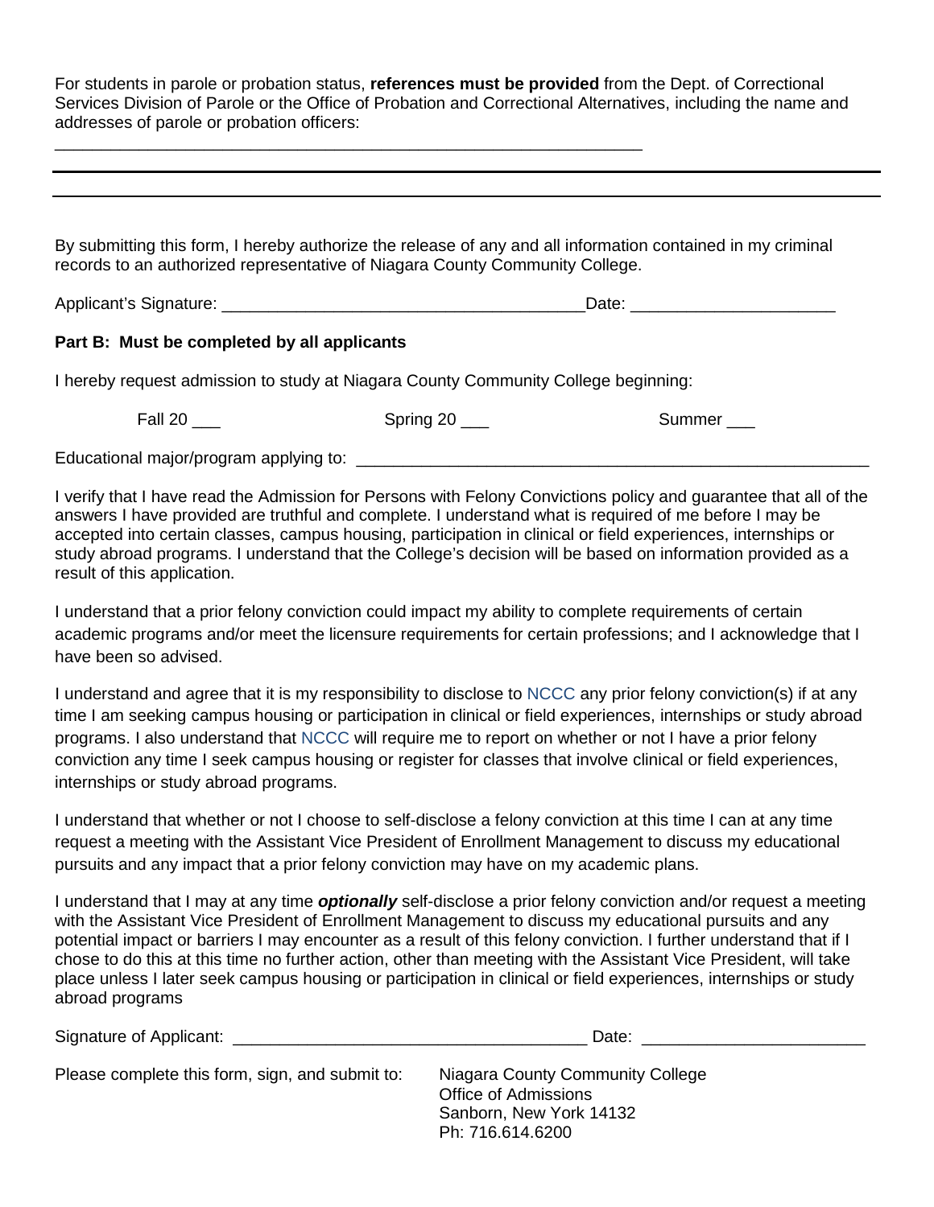For students in parole or probation status, **references must be provided** from the Dept. of Correctional Services Division of Parole or the Office of Probation and Correctional Alternatives, including the name and addresses of parole or probation officers:

_________________________________________________________________

_________________________________________________________________

_________________________________________________________________

By submitting this form, I hereby authorize the release of any and all information contained in my criminal records to an authorized representative of Niagara County Community College.

Applicant's Signature: _______________________________________Date: _____________________

**Part B: Must be completed by all applicants**

I hereby request admission to study at Niagara County Community College beginning:

Fall 20 ___ Spring 20 ___ Summer ___

Educational major/program applying to: _______________________________________________________

I verify that I have read the Admission for Persons with Felony Convictions policy and guarantee that all of the answers I have provided are truthful and complete. I understand what is required of me before I may be accepted into certain classes, campus housing, participation in clinical or field experiences, internships or study abroad programs. I understand that the College's decision will be based on information provided as a result of this application.

I understand that a prior felony conviction could impact my ability to complete requirements of certain academic programs and/or meet the licensure requirements for certain professions; and I acknowledge that I have been so advised.

I understand and agree that it is my responsibility to disclose to NCCC any prior felony conviction(s) if at any time I am seeking campus housing or participation in clinical or field experiences, internships or study abroad programs. I also understand that NCCC will require me to report on whether or not I have a prior felony conviction any time I seek campus housing or register for classes that involve clinical or field experiences, internships or study abroad programs.

I understand that whether or not I choose to self-disclose a felony conviction at this time I can at any time request a meeting with the Assistant Vice President of Enrollment Management to discuss my educational pursuits and any impact that a prior felony conviction may have on my academic plans.

I understand that I may at any time ***optionally*** self-disclose a prior felony conviction and/or request a meeting with the Assistant Vice President of Enrollment Management to discuss my educational pursuits and any potential impact or barriers I may encounter as a result of this felony conviction. I further understand that if I chose to do this at this time no further action, other than meeting with the Assistant Vice President, will take place unless I later seek campus housing or participation in clinical or field experiences, internships or study abroad programs

Signature of Applicant: _____________________________________ Date: _______________________

Please complete this form, sign, and submit to:

Niagara County Community College
Office of Admissions
Sanborn, New York 14132
Ph: 716.614.6200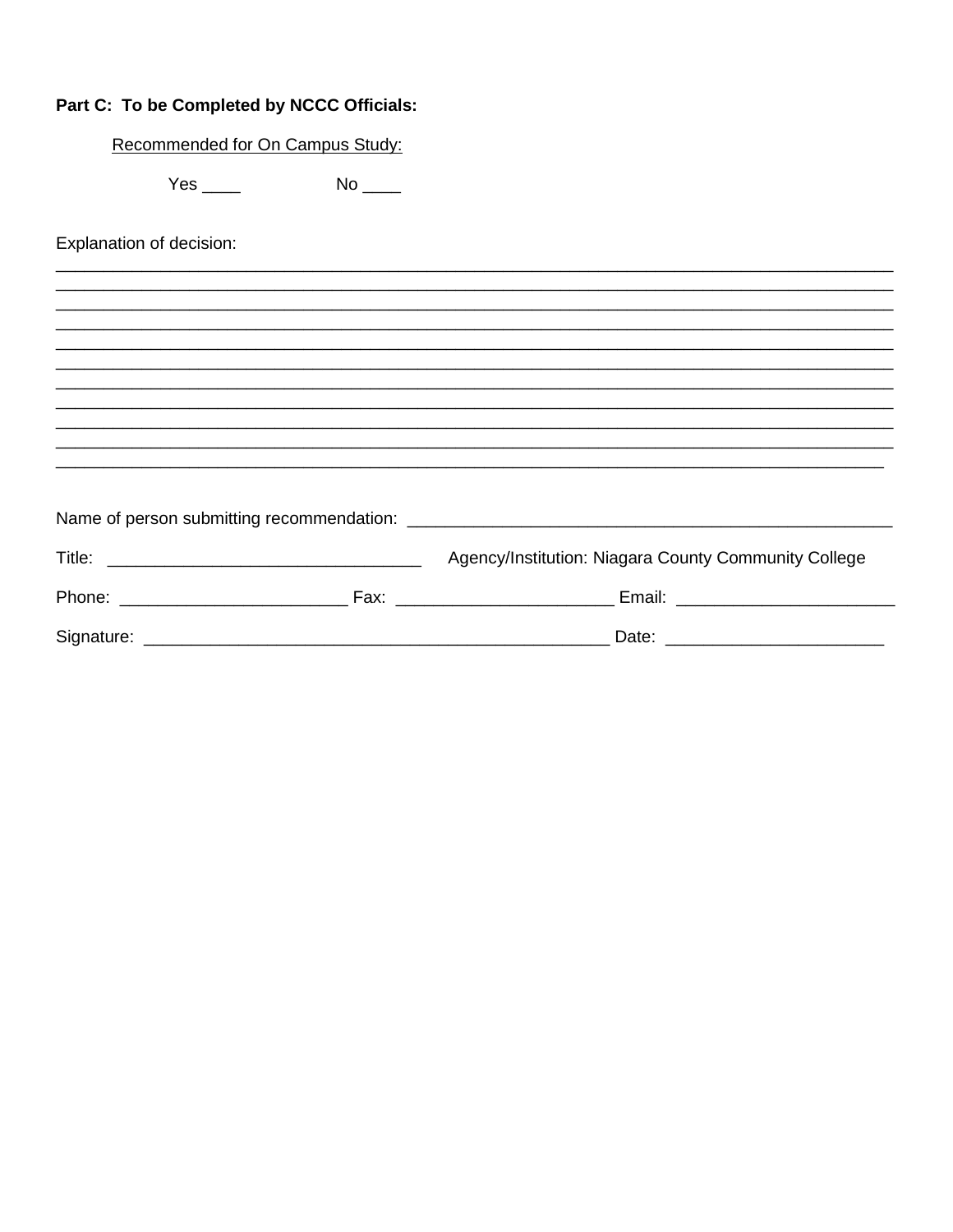**Part C: To be Completed by NCCC Officials:**

Recommended for On Campus Study:

Yes ____ No ____

Explanation of decision:

______________________________________________________________________________
______________________________________________________________________________
______________________________________________________________________________
______________________________________________________________________________
______________________________________________________________________________
______________________________________________________________________________
______________________________________________________________________________
______________________________________________________________________________
______________________________________________________________________________
______________________________________________________________________________
______________________________________________________________________________

Name of person submitting recommendation: ____________________________________________

Title: ______________________________ Agency/Institution: Niagara County Community College

Phone: ____________________ Fax: ____________________ Email: ____________________

Signature: ____________________________________________ Date: ____________________